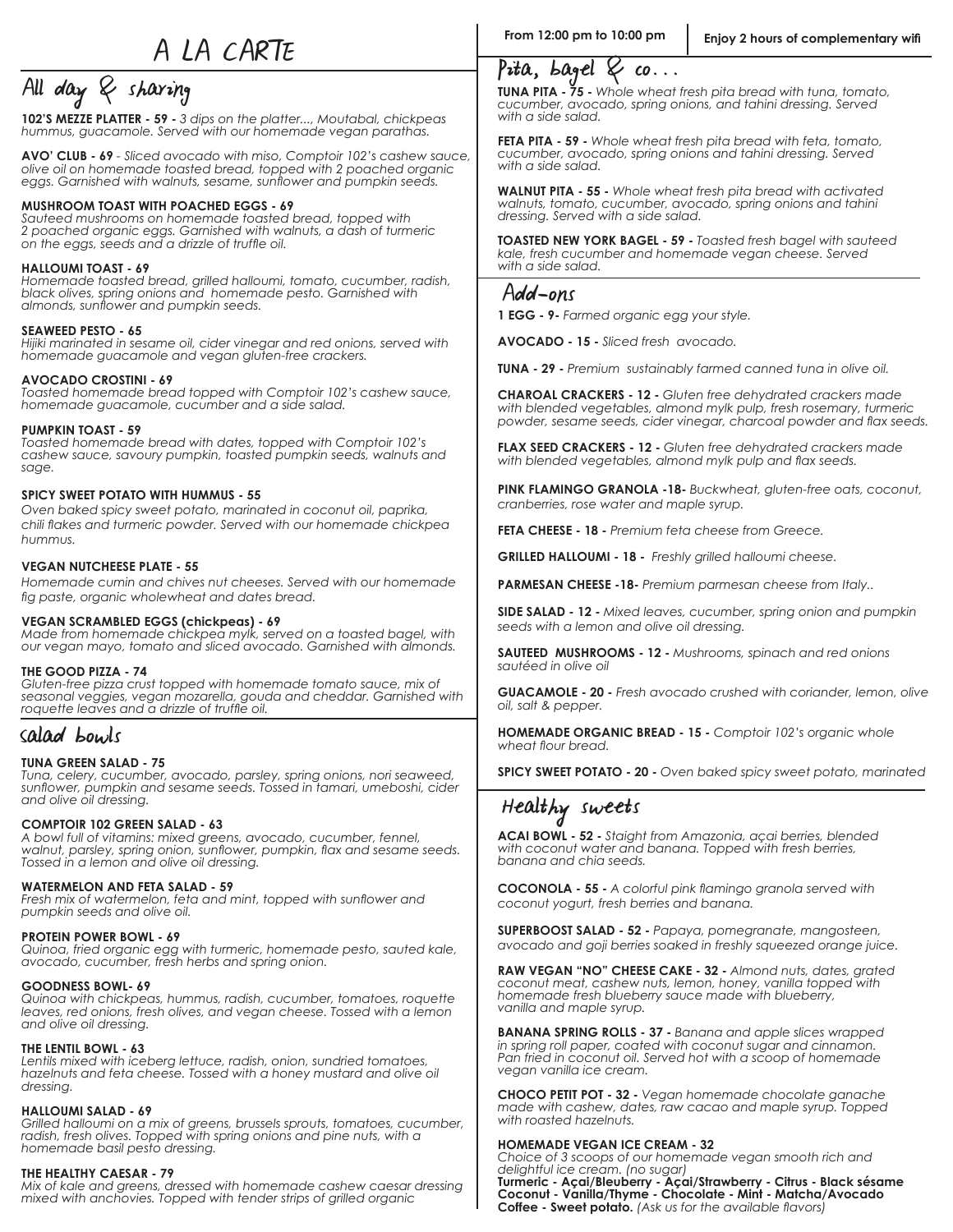# A LA CARTE

## All day & sharing

**102'S MEZZE PLATTER - 59 -** *3 dips on the platter..., Moutabal, chickpeas hummus, guacamole. Served with our homemade vegan parathas.*

**AVO' CLUB - 69** - *Sliced avocado with miso, Comptoir 102's cashew sauce, olive oil on homemade toasted bread, topped with 2 poached organic eggs. Garnished with walnuts, sesame, sunflower and pumpkin seeds.*

**MUSHROOM TOAST WITH POACHED EGGS - 69**
*Sauteed mushrooms on homemade toasted bread, topped with 2 poached organic eggs. Garnished with walnuts, a dash of turmeric on the eggs, seeds and a drizzle of truffle oil.*

**HALLOUMI TOAST - 69**
*Homemade toasted bread, grilled halloumi, tomato, cucumber, radish, black olives, spring onions and homemade pesto. Garnished with almonds, sunflower and pumpkin seeds.*

**SEAWEED PESTO - 65**
*Hijiki marinated in sesame oil, cider vinegar and red onions, served with homemade guacamole and vegan gluten-free crackers.*

**AVOCADO CROSTINI - 69**
*Toasted homemade bread topped with Comptoir 102's cashew sauce, homemade guacamole, cucumber and a side salad.*

**PUMPKIN TOAST - 59**
*Toasted homemade bread with dates, topped with Comptoir 102's cashew sauce, savoury pumpkin, toasted pumpkin seeds, walnuts and sage.*

**SPICY SWEET POTATO WITH HUMMUS - 55**
*Oven baked spicy sweet potato, marinated in coconut oil, paprika, chili flakes and turmeric powder. Served with our homemade chickpea hummus.*

**VEGAN NUTCHEESE PLATE - 55**
*Homemade cumin and chives nut cheeses. Served with our homemade fig paste, organic wholewheat and dates bread.*

**VEGAN SCRAMBLED EGGS (chickpeas) - 69**
*Made from homemade chickpea mylk, served on a toasted bagel, with our vegan mayo, tomato and sliced avocado. Garnished with almonds.*

**THE GOOD PIZZA - 74**
*Gluten-free pizza crust topped with homemade tomato sauce, mix of seasonal veggies, vegan mozarella, gouda and cheddar. Garnished with roquette leaves and a drizzle of truffle oil.*

## Salad bowls

**TUNA GREEN SALAD - 75**
*Tuna, celery, cucumber, avocado, parsley, spring onions, nori seaweed, sunflower, pumpkin and sesame seeds. Tossed in tamari, umeboshi, cider and olive oil dressing.*

**COMPTOIR 102 GREEN SALAD - 63**
*A bowl full of vitamins: mixed greens, avocado, cucumber, fennel, walnut, parsley, spring onion, sunflower, pumpkin, flax and sesame seeds. Tossed in a lemon and olive oil dressing.*

**WATERMELON AND FETA SALAD - 59**
*Fresh mix of watermelon, feta and mint, topped with sunflower and pumpkin seeds and olive oil.*

**PROTEIN POWER BOWL - 69**
*Quinoa, fried organic egg with turmeric, homemade pesto, sauted kale, avocado, cucumber, fresh herbs and spring onion.*

**GOODNESS BOWL- 69**
*Quinoa with chickpeas, hummus, radish, cucumber, tomatoes, roquette leaves, red onions, fresh olives, and vegan cheese. Tossed with a lemon and olive oil dressing.*

**THE LENTIL BOWL - 63**
*Lentils mixed with iceberg lettuce, radish, onion, sundried tomatoes, hazelnuts and feta cheese. Tossed with a honey mustard and olive oil dressing.*

**HALLOUMI SALAD - 69**
*Grilled halloumi on a mix of greens, brussels sprouts, tomatoes, cucumber, radish, fresh olives. Topped with spring onions and pine nuts, with a homemade basil pesto dressing.*

**THE HEALTHY CAESAR - 79**
*Mix of kale and greens, dressed with homemade cashew caesar dressing mixed with anchovies. Topped with tender strips of grilled organic*

**From 12:00 pm to 10:00 pm** | **Enjoy 2 hours of complementary wifi**

## Pita, bagel & co...

**TUNA PITA - 75 -** *Whole wheat fresh pita bread with tuna, tomato, cucumber, avocado, spring onions, and tahini dressing. Served with a side salad.*

**FETA PITA - 59 -** *Whole wheat fresh pita bread with feta, tomato, cucumber, avocado, spring onions and tahini dressing. Served with a side salad.*

**WALNUT PITA - 55 -** *Whole wheat fresh pita bread with activated walnuts, tomato, cucumber, avocado, spring onions and tahini dressing. Served with a side salad.*

**TOASTED NEW YORK BAGEL - 59 -** *Toasted fresh bagel with sauteed kale, fresh cucumber and homemade vegan cheese. Served with a side salad.*

## Add-ons

**1 EGG - 9-** *Farmed organic egg your style.*

**AVOCADO - 15 -** *Sliced fresh avocado.*

**TUNA - 29 -** *Premium sustainably farmed canned tuna in olive oil.*

**CHAROAL CRACKERS - 12 -** *Gluten free dehydrated crackers made with blended vegetables, almond mylk pulp, fresh rosemary, turmeric powder, sesame seeds, cider vinegar, charcoal powder and flax seeds.*

**FLAX SEED CRACKERS - 12 -** *Gluten free dehydrated crackers made with blended vegetables, almond mylk pulp and flax seeds.*

**PINK FLAMINGO GRANOLA -18-** *Buckwheat, gluten-free oats, coconut, cranberries, rose water and maple syrup.*

**FETA CHEESE - 18 -** *Premium feta cheese from Greece.*

**GRILLED HALLOUMI - 18 -** *Freshly grilled halloumi cheese.*

**PARMESAN CHEESE -18-** *Premium parmesan cheese from Italy..*

**SIDE SALAD - 12 -** *Mixed leaves, cucumber, spring onion and pumpkin seeds with a lemon and olive oil dressing.*

**SAUTEED MUSHROOMS - 12 -** *Mushrooms, spinach and red onions sautéed in olive oil*

**GUACAMOLE - 20 -** *Fresh avocado crushed with coriander, lemon, olive oil, salt & pepper.*

**HOMEMADE ORGANIC BREAD - 15 -** *Comptoir 102's organic whole wheat flour bread.*

**SPICY SWEET POTATO - 20 -** *Oven baked spicy sweet potato, marinated*

## Healthy sweets

**ACAI BOWL - 52 -** *Staight from Amazonia, açai berries, blended with coconut water and banana. Topped with fresh berries, banana and chia seeds.*

**COCONOLA - 55 -** *A colorful pink flamingo granola served with coconut yogurt, fresh berries and banana.*

**SUPERBOOST SALAD - 52 -** *Papaya, pomegranate, mangosteen, avocado and goji berries soaked in freshly squeezed orange juice.*

**RAW VEGAN "NO" CHEESE CAKE - 32 -** *Almond nuts, dates, grated coconut meat, cashew nuts, lemon, honey, vanilla topped with homemade fresh blueberry sauce made with blueberry, vanilla and maple syrup.*

**BANANA SPRING ROLLS - 37 -** *Banana and apple slices wrapped in spring roll paper, coated with coconut sugar and cinnamon. Pan fried in coconut oil. Served hot with a scoop of homemade vegan vanilla ice cream.*

**CHOCO PETIT POT - 32 -** *Vegan homemade chocolate ganache made with cashew, dates, raw cacao and maple syrup. Topped with roasted hazelnuts.*

**HOMEMADE VEGAN ICE CREAM - 32**
*Choice of 3 scoops of our homemade vegan smooth rich and delightful ice cream. (no sugar)*
**Turmeric - Açai/Bleuberry - Açai/Strawberry - Citrus - Black sésame Coconut - Vanilla/Thyme - Chocolate - Mint - Matcha/Avocado Coffee - Sweet potato.** *(Ask us for the available flavors)*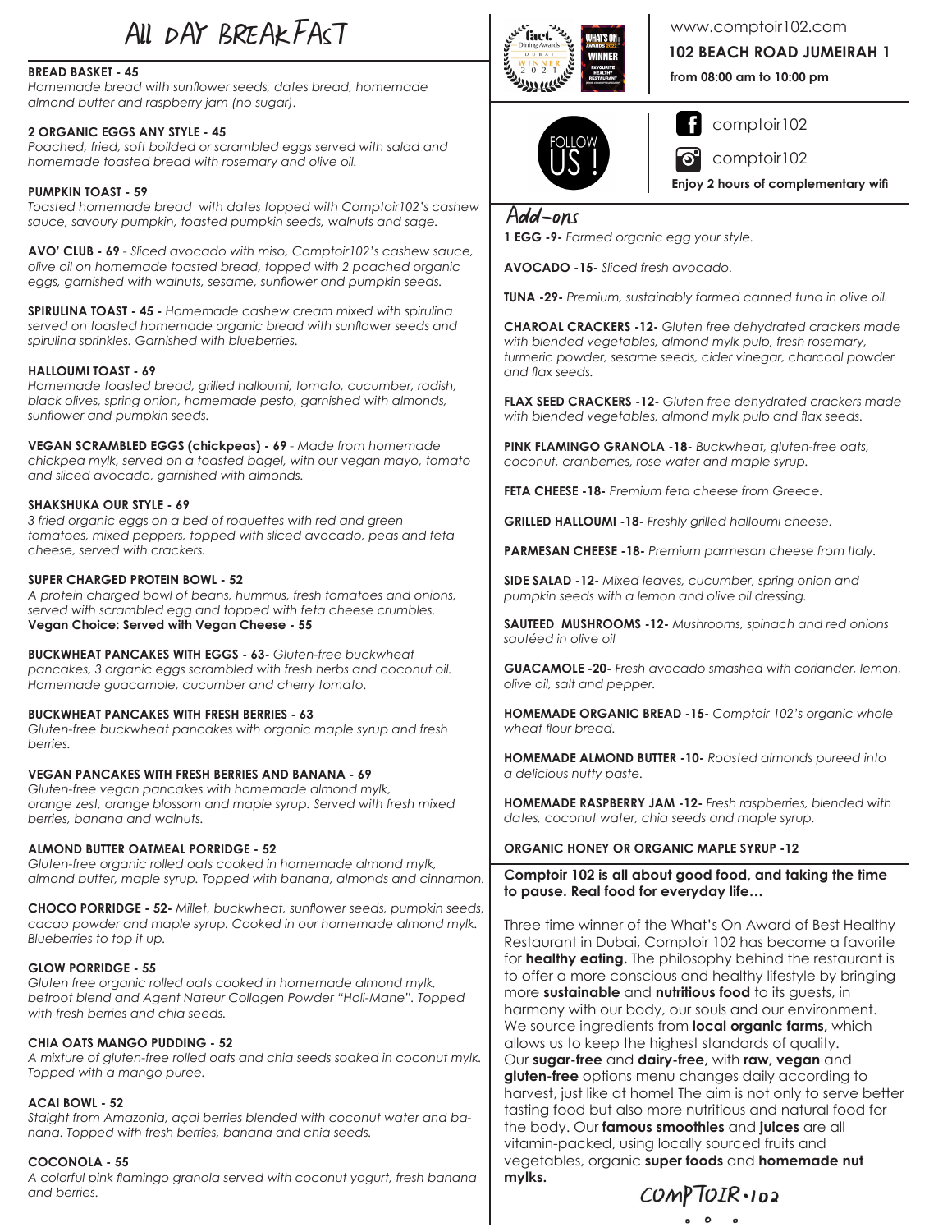# All DAY BREAKFAST

**BREAD BASKET - 45**
*Homemade bread with sunflower seeds, dates bread, homemade almond butter and raspberry jam (no sugar).*

**2 ORGANIC EGGS ANY STYLE - 45**
*Poached, fried, soft boilded or scrambled eggs served with salad and homemade toasted bread with rosemary and olive oil.*

**PUMPKIN TOAST - 59**
*Toasted homemade bread with dates topped with Comptoir102's cashew sauce, savoury pumpkin, toasted pumpkin seeds, walnuts and sage.*

**AVO' CLUB - 69** - *Sliced avocado with miso, Comptoir102's cashew sauce, olive oil on homemade toasted bread, topped with 2 poached organic eggs, garnished with walnuts, sesame, sunflower and pumpkin seeds.*

**SPIRULINA TOAST - 45 -** *Homemade cashew cream mixed with spirulina served on toasted homemade organic bread with sunflower seeds and spirulina sprinkles. Garnished with blueberries.*

**HALLOUMI TOAST - 69**
*Homemade toasted bread, grilled halloumi, tomato, cucumber, radish, black olives, spring onion, homemade pesto, garnished with almonds, sunflower and pumpkin seeds.*

**VEGAN SCRAMBLED EGGS (chickpeas) - 69** - *Made from homemade chickpea mylk, served on a toasted bagel, with our vegan mayo, tomato and sliced avocado, garnished with almonds.*

**SHAKSHUKA OUR STYLE - 69**
*3 fried organic eggs on a bed of roquettes with red and green tomatoes, mixed peppers, topped with sliced avocado, peas and feta cheese, served with crackers.*

**SUPER CHARGED PROTEIN BOWL - 52**
*A protein charged bowl of beans, hummus, fresh tomatoes and onions, served with scrambled egg and topped with feta cheese crumbles.*
**Vegan Choice: Served with Vegan Cheese - 55**

**BUCKWHEAT PANCAKES WITH EGGS - 63-** *Gluten-free buckwheat pancakes, 3 organic eggs scrambled with fresh herbs and coconut oil. Homemade guacamole, cucumber and cherry tomato.*

**BUCKWHEAT PANCAKES WITH FRESH BERRIES - 63**
*Gluten-free buckwheat pancakes with organic maple syrup and fresh berries.*

**VEGAN PANCAKES WITH FRESH BERRIES AND BANANA - 69**
*Gluten-free vegan pancakes with homemade almond mylk, orange zest, orange blossom and maple syrup. Served with fresh mixed berries, banana and walnuts.*

**ALMOND BUTTER OATMEAL PORRIDGE - 52**
*Gluten-free organic rolled oats cooked in homemade almond mylk, almond butter, maple syrup. Topped with banana, almonds and cinnamon.*

**CHOCO PORRIDGE - 52-** *Millet, buckwheat, sunflower seeds, pumpkin seeds, cacao powder and maple syrup. Cooked in our homemade almond mylk. Blueberries to top it up.*

**GLOW PORRIDGE - 55**
*Gluten free organic rolled oats cooked in homemade almond mylk, betroot blend and Agent Nateur Collagen Powder "Holi-Mane". Topped with fresh berries and chia seeds.*

**CHIA OATS MANGO PUDDING - 52**
*A mixture of gluten-free rolled oats and chia seeds soaked in coconut mylk. Topped with a mango puree.*

**ACAI BOWL - 52**
*Staight from Amazonia, açai berries blended with coconut water and banana. Topped with fresh berries, banana and chia seeds.*

**COCONOLA - 55**
*A colorful pink flamingo granola served with coconut yogurt, fresh banana and berries.*

www.comptoir102.com

**102 BEACH ROAD JUMEIRAH 1**

**from 08:00 am to 10:00 pm**

FOLLOW US !

comptoir102

comptoir102

**Enjoy 2 hours of complementary wifi**

## Add-ons

**1 EGG -9-** *Farmed organic egg your style.*

**AVOCADO -15-** *Sliced fresh avocado.*

**TUNA -29-** *Premium, sustainably farmed canned tuna in olive oil.*

**CHAROAL CRACKERS -12-** *Gluten free dehydrated crackers made with blended vegetables, almond mylk pulp, fresh rosemary, turmeric powder, sesame seeds, cider vinegar, charcoal powder and flax seeds.*

**FLAX SEED CRACKERS -12-** *Gluten free dehydrated crackers made with blended vegetables, almond mylk pulp and flax seeds.*

**PINK FLAMINGO GRANOLA -18-** *Buckwheat, gluten-free oats, coconut, cranberries, rose water and maple syrup.*

**FETA CHEESE -18-** *Premium feta cheese from Greece.*

**GRILLED HALLOUMI -18-** *Freshly grilled halloumi cheese.*

**PARMESAN CHEESE -18-** *Premium parmesan cheese from Italy.*

**SIDE SALAD -12-** *Mixed leaves, cucumber, spring onion and pumpkin seeds with a lemon and olive oil dressing.*

**SAUTEED MUSHROOMS -12-** *Mushrooms, spinach and red onions sautéed in olive oil*

**GUACAMOLE -20-** *Fresh avocado smashed with coriander, lemon, olive oil, salt and pepper.*

**HOMEMADE ORGANIC BREAD -15-** *Comptoir 102's organic whole wheat flour bread.*

**HOMEMADE ALMOND BUTTER -10-** *Roasted almonds pureed into a delicious nutty paste.*

**HOMEMADE RASPBERRY JAM -12-** *Fresh raspberries, blended with dates, coconut water, chia seeds and maple syrup.*

**ORGANIC HONEY OR ORGANIC MAPLE SYRUP -12**

**Comptoir 102 is all about good food, and taking the time to pause. Real food for everyday life…**

Three time winner of the What's On Award of Best Healthy Restaurant in Dubai, Comptoir 102 has become a favorite for **healthy eating.** The philosophy behind the restaurant is to offer a more conscious and healthy lifestyle by bringing more **sustainable** and **nutritious food** to its guests, in harmony with our body, our souls and our environment. We source ingredients from **local organic farms,** which allows us to keep the highest standards of quality. Our **sugar-free** and **dairy-free,** with **raw, vegan** and **gluten-free** options menu changes daily according to harvest, just like at home! The aim is not only to serve better tasting food but also more nutritious and natural food for the body. Our **famous smoothies** and **juices** are all vitamin-packed, using locally sourced fruits and vegetables, organic **super foods** and **homemade nut mylks.**

COMPTOIR·102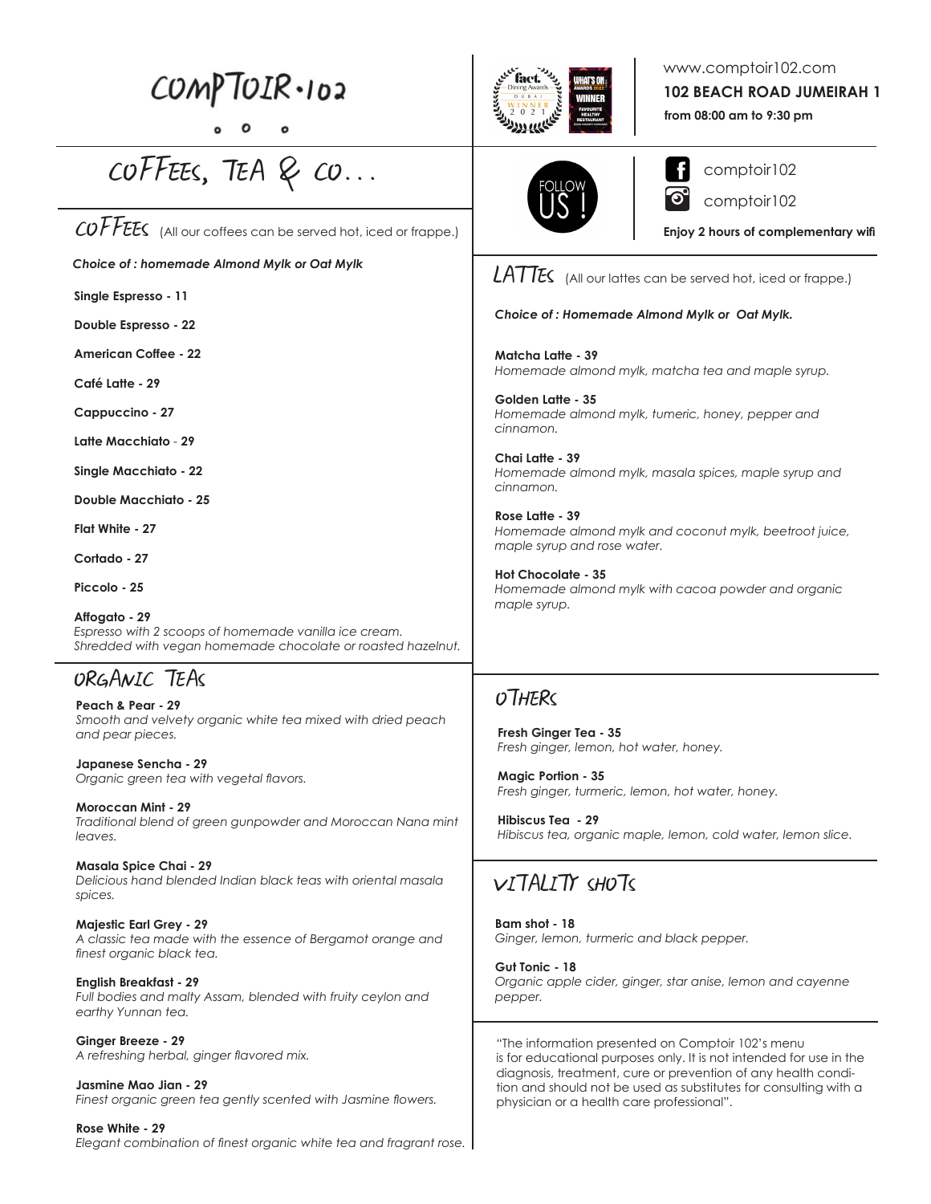# COMPTOIR·102

www.comptoir102.com

**102 BEACH ROAD JUMEIRAH 1**

**from 08:00 am to 9:30 pm**

comptoir102

comptoir102

**Enjoy 2 hours of complementary wifi**

FOLLOW US !

## COFFEES, TEA & CO...

### COFFEES (All our coffees can be served hot, iced or frappe.)

***Choice of : homemade Almond Mylk or Oat Mylk***

**Single Espresso - 11**

**Double Espresso - 22**

**American Coffee - 22**

**Café Latte - 29**

**Cappuccino - 27**

**Latte Macchiato - 29**

**Single Macchiato - 22**

**Double Macchiato - 25**

**Flat White - 27**

**Cortado - 27**

**Piccolo - 25**

**Affogato - 29**
*Espresso with 2 scoops of homemade vanilla ice cream. Shredded with vegan homemade chocolate or roasted hazelnut.*

### ORGANIC TEAS

**Peach & Pear - 29**
*Smooth and velvety organic white tea mixed with dried peach and pear pieces.*

**Japanese Sencha - 29**
*Organic green tea with vegetal flavors.*

**Moroccan Mint - 29**
*Traditional blend of green gunpowder and Moroccan Nana mint leaves.*

**Masala Spice Chai - 29**
*Delicious hand blended Indian black teas with oriental masala spices.*

**Majestic Earl Grey - 29**
*A classic tea made with the essence of Bergamot orange and finest organic black tea.*

**English Breakfast - 29**
*Full bodies and malty Assam, blended with fruity ceylon and earthy Yunnan tea.*

**Ginger Breeze - 29**
*A refreshing herbal, ginger flavored mix.*

**Jasmine Mao Jian - 29**
*Finest organic green tea gently scented with Jasmine flowers.*

**Rose White - 29**
*Elegant combination of finest organic white tea and fragrant rose.*

### LATTES (All our lattes can be served hot, iced or frappe.)

***Choice of : Homemade Almond Mylk or Oat Mylk.***

**Matcha Latte - 39**
*Homemade almond mylk, matcha tea and maple syrup.*

**Golden Latte - 35**
*Homemade almond mylk, tumeric, honey, pepper and cinnamon.*

**Chai Latte - 39**
*Homemade almond mylk, masala spices, maple syrup and cinnamon.*

**Rose Latte - 39**
*Homemade almond mylk and coconut mylk, beetroot juice, maple syrup and rose water.*

**Hot Chocolate - 35**
*Homemade almond mylk with cacoa powder and organic maple syrup.*

### OTHERS

**Fresh Ginger Tea - 35**
*Fresh ginger, lemon, hot water, honey.*

**Magic Portion - 35**
*Fresh ginger, turmeric, lemon, hot water, honey.*

**Hibiscus Tea - 29**
*Hibiscus tea, organic maple, lemon, cold water, lemon slice.*

### VITALITY SHOTS

**Bam shot - 18**
*Ginger, lemon, turmeric and black pepper.*

**Gut Tonic - 18**
*Organic apple cider, ginger, star anise, lemon and cayenne pepper.*

"The information presented on Comptoir 102's menu is for educational purposes only. It is not intended for use in the diagnosis, treatment, cure or prevention of any health condition and should not be used as substitutes for consulting with a physician or a health care professional".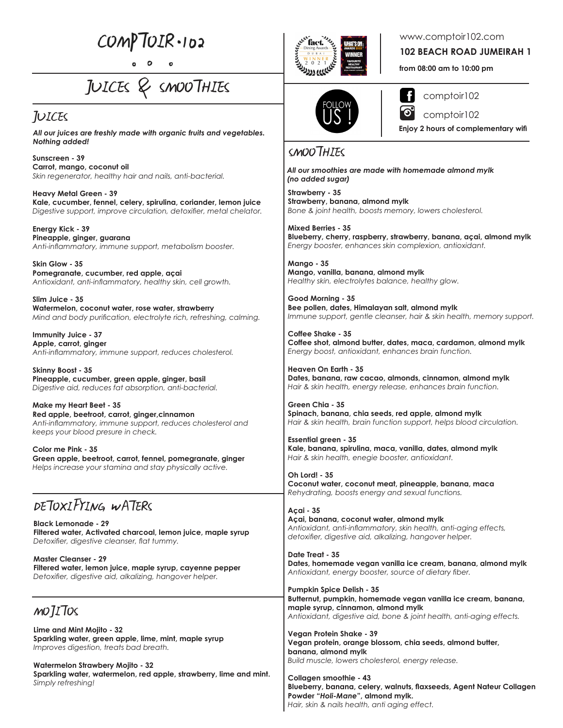# COMPTOIR·102

## JUICES & SMOOTHIES

www.comptoir102.com

**102 BEACH ROAD JUMEIRAH 1**

**from 08:00 am to 10:00 pm**

FOLLOW US !

comptoir102

comptoir102

**Enjoy 2 hours of complementary wifi**

### JUICES

***All our juices are freshly made with organic fruits and vegetables. Nothing added!***

**Sunscreen - 39**
**Carrot, mango, coconut oil**
*Skin regenerator, healthy hair and nails, anti-bacterial.*

**Heavy Metal Green - 39**
**Kale, cucumber, fennel, celery, spirulina, coriander, lemon juice**
*Digestive support, improve circulation, detoxifier, metal chelator.*

**Energy Kick - 39**
**Pineapple, ginger, guarana**
*Anti-inflammatory, immune support, metabolism booster.*

**Skin Glow - 35**
**Pomegranate, cucumber, red apple, açai**
*Antioxidant, anti-inflammatory, healthy skin, cell growth.*

**Slim Juice - 35**
**Watermelon, coconut water, rose water, strawberry**
*Mind and body purification, electrolyte rich, refreshing, calming.*

**Immunity Juice - 37**
**Apple, carrot, ginger**
*Anti-inflammatory, immune support, reduces cholesterol.*

**Skinny Boost - 35**
**Pineapple, cucumber, green apple, ginger, basil**
*Digestive aid, reduces fat absorption, anti-bacterial.*

**Make my Heart Beet - 35**
**Red apple, beetroot, carrot, ginger,cinnamon**
*Anti-inflammatory, immune support, reduces cholesterol and keeps your blood presure in check.*

**Color me Pink - 35**
**Green apple, beetroot, carrot, fennel, pomegranate, ginger**
*Helps increase your stamina and stay physically active.*

### DETOXIFYING WATERS

**Black Lemonade - 29**
**Filtered water, Activated charcoal, lemon juice, maple syrup**
*Detoxifier, digestive cleanser, flat tummy.*

**Master Cleanser - 29**
**Filtered water, lemon juice, maple syrup, cayenne pepper**
*Detoxifier, digestive aid, alkalizing, hangover helper.*

### MOJITOS

**Lime and Mint Mojito - 32**
**Sparkling water, green apple, lime, mint, maple syrup**
*Improves digestion, treats bad breath.*

**Watermelon Strawbery Mojito - 32**
**Sparkling water, watermelon, red apple, strawberry, lime and mint.**
*Simply refreshing!*

### SMOOTHIES

***All our smoothies are made with homemade almond mylk (no added sugar)***

**Strawberry - 35**
**Strawberry, banana, almond mylk**
*Bone & joint health, boosts memory, lowers cholesterol.*

**Mixed Berries - 35**
**Blueberry, cherry, raspberry, strawberry, banana, açai, almond mylk**
*Energy booster, enhances skin complexion, antioxidant.*

**Mango - 35**
**Mango, vanilla, banana, almond mylk**
*Healthy skin, electrolytes balance, healthy glow.*

**Good Morning - 35**
**Bee pollen, dates, Himalayan salt, almond mylk**
*Immune support, gentle cleanser, hair & skin health, memory support.*

**Coffee Shake - 35**
**Coffee shot, almond butter, dates, maca, cardamon, almond mylk**
*Energy boost, antioxidant, enhances brain function.*

**Heaven On Earth - 35**
**Dates, banana, raw cacao, almonds, cinnamon, almond mylk**
*Hair & skin health, energy release, enhances brain function.*

**Green Chia - 35**
**Spinach, banana, chia seeds, red apple, almond mylk**
*Hair & skin health, brain function support, helps blood circulation.*

**Essential green - 35**
**Kale, banana, spirulina, maca, vanilla, dates, almond mylk**
*Hair & skin health, enegie booster, antioxidant.*

**Oh Lord! - 35**
**Coconut water, coconut meat, pineapple, banana, maca**
*Rehydrating, boosts energy and sexual functions.*

**Açai - 35**
**Açai, banana, coconut water, almond mylk**
*Antioxidant, anti-inflammatory, skin health, anti-aging effects, detoxifier, digestive aid, alkalizing, hangover helper.*

**Date Treat - 35**
**Dates, homemade vegan vanilla ice cream, banana, almond mylk**
*Antioxidant, energy booster, source of dietary fiber.*

**Pumpkin Spice Delish - 35**
**Butternut, pumpkin, homemade vegan vanilla ice cream, banana, maple syrup, cinnamon, almond mylk**
*Antioxidant, digestive aid, bone & joint health, anti-aging effects.*

**Vegan Protein Shake - 39**
**Vegan protein, orange blossom, chia seeds, almond butter, banana, almond mylk**
*Build muscle, lowers cholesterol, energy release.*

**Collagen smoothie - 43**
**Blueberry, banana, celery, walnuts, flaxseeds, Agent Nateur Collagen Powder "*Holi-Mane*", almond mylk.**
*Hair, skin & nails health, anti aging effect.*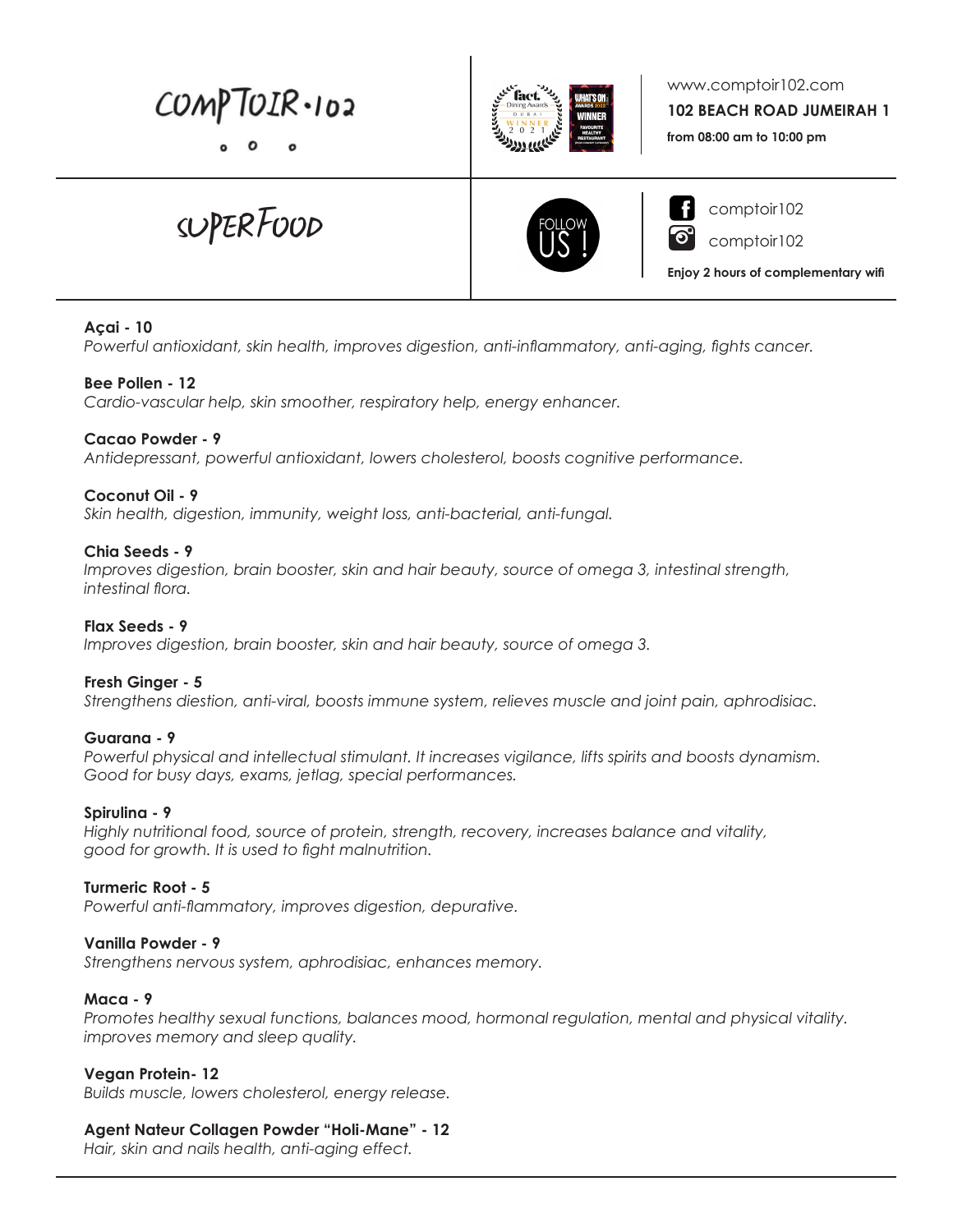# COMPTOIR·102

Fact Dining Awards Dubai Winner 2021 | What's On Awards 2022 Winner Favourite Healthy Restaurant

www.comptoir102.com

**102 BEACH ROAD JUMEIRAH 1**

**from 08:00 am to 10:00 pm**

## SUPERFOOD

FOLLOW US !

comptoir102

comptoir102

**Enjoy 2 hours of complementary wifi**

**Açai - 10**
*Powerful antioxidant, skin health, improves digestion, anti-inflammatory, anti-aging, fights cancer.*

**Bee Pollen - 12**
*Cardio-vascular help, skin smoother, respiratory help, energy enhancer.*

**Cacao Powder - 9**
*Antidepressant, powerful antioxidant, lowers cholesterol, boosts cognitive performance.*

**Coconut Oil - 9**
*Skin health, digestion, immunity, weight loss, anti-bacterial, anti-fungal.*

**Chia Seeds - 9**
*Improves digestion, brain booster, skin and hair beauty, source of omega 3, intestinal strength, intestinal flora.*

**Flax Seeds - 9**
*Improves digestion, brain booster, skin and hair beauty, source of omega 3.*

**Fresh Ginger - 5**
*Strengthens diestion, anti-viral, boosts immune system, relieves muscle and joint pain, aphrodisiac.*

**Guarana - 9**
*Powerful physical and intellectual stimulant. It increases vigilance, lifts spirits and boosts dynamism. Good for busy days, exams, jetlag, special performances.*

**Spirulina - 9**
*Highly nutritional food, source of protein, strength, recovery, increases balance and vitality, good for growth. It is used to fight malnutrition.*

**Turmeric Root - 5**
*Powerful anti-flammatory, improves digestion, depurative.*

**Vanilla Powder - 9**
*Strengthens nervous system, aphrodisiac, enhances memory.*

**Maca - 9**
*Promotes healthy sexual functions, balances mood, hormonal regulation, mental and physical vitality. improves memory and sleep quality.*

**Vegan Protein- 12**
*Builds muscle, lowers cholesterol, energy release.*

**Agent Nateur Collagen Powder "Holi-Mane" - 12**
*Hair, skin and nails health, anti-aging effect.*